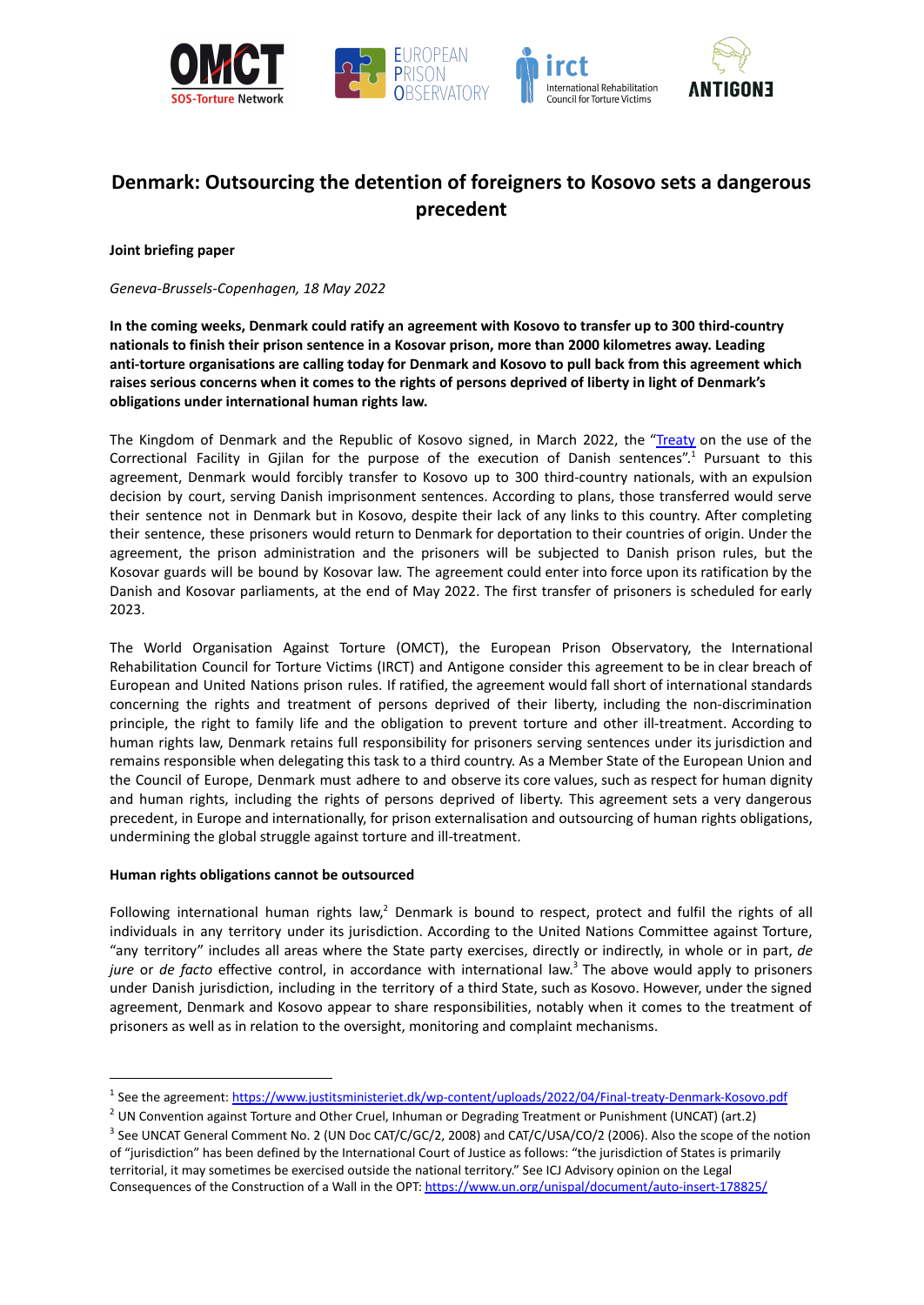# Denmark: Outsourcing the detention of foreigners to Kosovo sets a dangerous precedent

**Joint briefing paper**

*Geneva-Brussels-Copenhagen, 18 May 2022*

**In the coming weeks, Denmark could ratify an agreement with Kosovo to transfer up to 300 third-country nationals to finish their prison sentence in a Kosovar prison, more than 2000 kilometres away. Leading anti-torture organisations are calling today for Denmark and Kosovo to pull back from this agreement which raises serious concerns when it comes to the rights of persons deprived of liberty in light of Denmark's obligations under international human rights law.**

The Kingdom of Denmark and the Republic of Kosovo signed, in March 2022, the "Treaty on the use of the Correctional Facility in Gjilan for the purpose of the execution of Danish sentences".[1] Pursuant to this agreement, Denmark would forcibly transfer to Kosovo up to 300 third-country nationals, with an expulsion decision by court, serving Danish imprisonment sentences. According to plans, those transferred would serve their sentence not in Denmark but in Kosovo, despite their lack of any links to this country. After completing their sentence, these prisoners would return to Denmark for deportation to their countries of origin. Under the agreement, the prison administration and the prisoners will be subjected to Danish prison rules, but the Kosovar guards will be bound by Kosovar law. The agreement could enter into force upon its ratification by the Danish and Kosovar parliaments, at the end of May 2022. The first transfer of prisoners is scheduled for early 2023.

The World Organisation Against Torture (OMCT), the European Prison Observatory, the International Rehabilitation Council for Torture Victims (IRCT) and Antigone consider this agreement to be in clear breach of European and United Nations prison rules. If ratified, the agreement would fall short of international standards concerning the rights and treatment of persons deprived of their liberty, including the non-discrimination principle, the right to family life and the obligation to prevent torture and other ill-treatment. According to human rights law, Denmark retains full responsibility for prisoners serving sentences under its jurisdiction and remains responsible when delegating this task to a third country. As a Member State of the European Union and the Council of Europe, Denmark must adhere to and observe its core values, such as respect for human dignity and human rights, including the rights of persons deprived of liberty. This agreement sets a very dangerous precedent, in Europe and internationally, for prison externalisation and outsourcing of human rights obligations, undermining the global struggle against torture and ill-treatment.

**Human rights obligations cannot be outsourced**

Following international human rights law,[2] Denmark is bound to respect, protect and fulfil the rights of all individuals in any territory under its jurisdiction. According to the United Nations Committee against Torture, "any territory" includes all areas where the State party exercises, directly or indirectly, in whole or in part, *de jure* or *de facto* effective control, in accordance with international law.[3] The above would apply to prisoners under Danish jurisdiction, including in the territory of a third State, such as Kosovo. However, under the signed agreement, Denmark and Kosovo appear to share responsibilities, notably when it comes to the treatment of prisoners as well as in relation to the oversight, monitoring and complaint mechanisms.

---

[1] See the agreement: https://www.justitsministeriet.dk/wp-content/uploads/2022/04/Final-treaty-Denmark-Kosovo.pdf

[2] UN Convention against Torture and Other Cruel, Inhuman or Degrading Treatment or Punishment (UNCAT) (art.2)

[3] See UNCAT General Comment No. 2 (UN Doc CAT/C/GC/2, 2008) and CAT/C/USA/CO/2 (2006). Also the scope of the notion of "jurisdiction" has been defined by the International Court of Justice as follows: "the jurisdiction of States is primarily territorial, it may sometimes be exercised outside the national territory." See ICJ Advisory opinion on the Legal Consequences of the Construction of a Wall in the OPT: https://www.un.org/unispal/document/auto-insert-178825/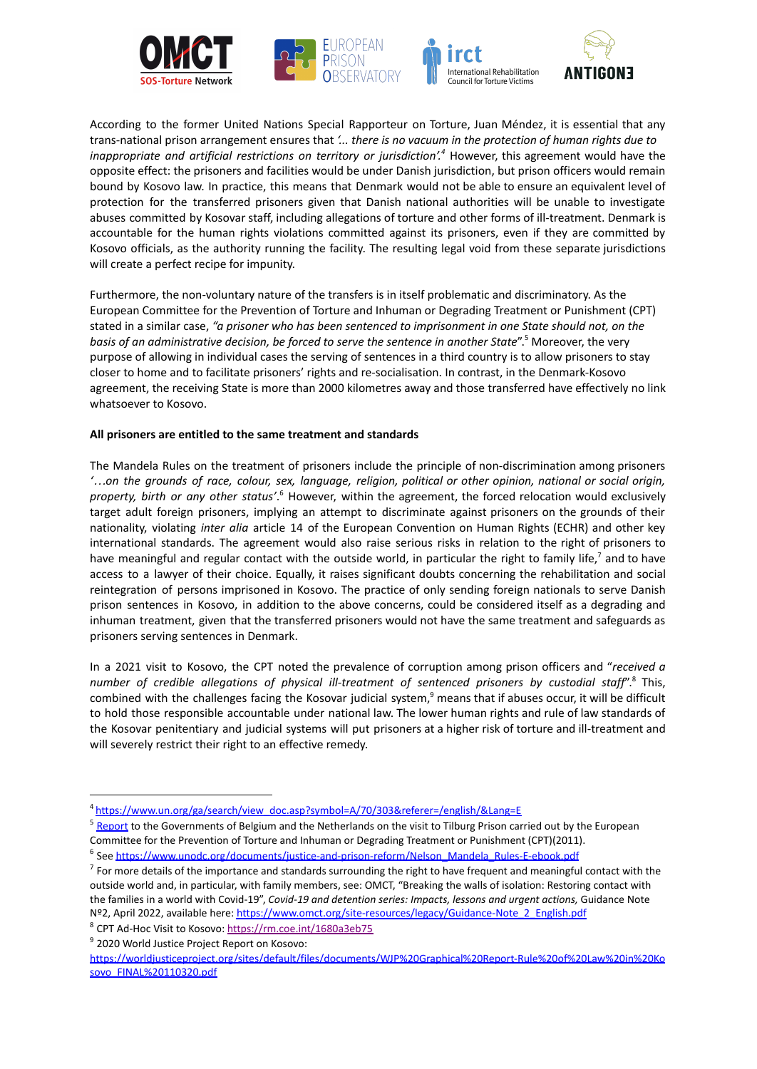According to the former United Nations Special Rapporteur on Torture, Juan Méndez, it is essential that any trans-national prison arrangement ensures that *'... there is no vacuum in the protection of human rights due to inappropriate and artificial restrictions on territory or jurisdiction'.*[4] However, this agreement would have the opposite effect: the prisoners and facilities would be under Danish jurisdiction, but prison officers would remain bound by Kosovo law. In practice, this means that Denmark would not be able to ensure an equivalent level of protection for the transferred prisoners given that Danish national authorities will be unable to investigate abuses committed by Kosovar staff, including allegations of torture and other forms of ill-treatment. Denmark is accountable for the human rights violations committed against its prisoners, even if they are committed by Kosovo officials, as the authority running the facility. The resulting legal void from these separate jurisdictions will create a perfect recipe for impunity.

Furthermore, the non-voluntary nature of the transfers is in itself problematic and discriminatory. As the European Committee for the Prevention of Torture and Inhuman or Degrading Treatment or Punishment (CPT) stated in a similar case, *"a prisoner who has been sentenced to imprisonment in one State should not, on the basis of an administrative decision, be forced to serve the sentence in another State"*.[5] Moreover, the very purpose of allowing in individual cases the serving of sentences in a third country is to allow prisoners to stay closer to home and to facilitate prisoners' rights and re-socialisation. In contrast, in the Denmark-Kosovo agreement, the receiving State is more than 2000 kilometres away and those transferred have effectively no link whatsoever to Kosovo.

**All prisoners are entitled to the same treatment and standards**

The Mandela Rules on the treatment of prisoners include the principle of non-discrimination among prisoners *'…on the grounds of race, colour, sex, language, religion, political or other opinion, national or social origin, property, birth or any other status'*.[6] However, within the agreement, the forced relocation would exclusively target adult foreign prisoners, implying an attempt to discriminate against prisoners on the grounds of their nationality, violating *inter alia* article 14 of the European Convention on Human Rights (ECHR) and other key international standards. The agreement would also raise serious risks in relation to the right of prisoners to have meaningful and regular contact with the outside world, in particular the right to family life,[7] and to have access to a lawyer of their choice. Equally, it raises significant doubts concerning the rehabilitation and social reintegration of persons imprisoned in Kosovo. The practice of only sending foreign nationals to serve Danish prison sentences in Kosovo, in addition to the above concerns, could be considered itself as a degrading and inhuman treatment, given that the transferred prisoners would not have the same treatment and safeguards as prisoners serving sentences in Denmark.

In a 2021 visit to Kosovo, the CPT noted the prevalence of corruption among prison officers and "*received a number of credible allegations of physical ill-treatment of sentenced prisoners by custodial staff*".[8] This, combined with the challenges facing the Kosovar judicial system,[9] means that if abuses occur, it will be difficult to hold those responsible accountable under national law. The lower human rights and rule of law standards of the Kosovar penitentiary and judicial systems will put prisoners at a higher risk of torture and ill-treatment and will severely restrict their right to an effective remedy.

---

[4] https://www.un.org/ga/search/view_doc.asp?symbol=A/70/303&referer=/english/&Lang=E

[5] Report to the Governments of Belgium and the Netherlands on the visit to Tilburg Prison carried out by the European Committee for the Prevention of Torture and Inhuman or Degrading Treatment or Punishment (CPT)(2011).

[6] See https://www.unodc.org/documents/justice-and-prison-reform/Nelson_Mandela_Rules-E-ebook.pdf

[7] For more details of the importance and standards surrounding the right to have frequent and meaningful contact with the outside world and, in particular, with family members, see: OMCT, "Breaking the walls of isolation: Restoring contact with the families in a world with Covid-19", *Covid-19 and detention series: Impacts, lessons and urgent actions,* Guidance Note Nº2, April 2022, available here: https://www.omct.org/site-resources/legacy/Guidance-Note_2_English.pdf

[8] CPT Ad-Hoc Visit to Kosovo: https://rm.coe.int/1680a3eb75

[9] 2020 World Justice Project Report on Kosovo: https://worldjusticeproject.org/sites/default/files/documents/WJP%20Graphical%20Report-Rule%20of%20Law%20in%20Kosovo_FINAL%20110320.pdf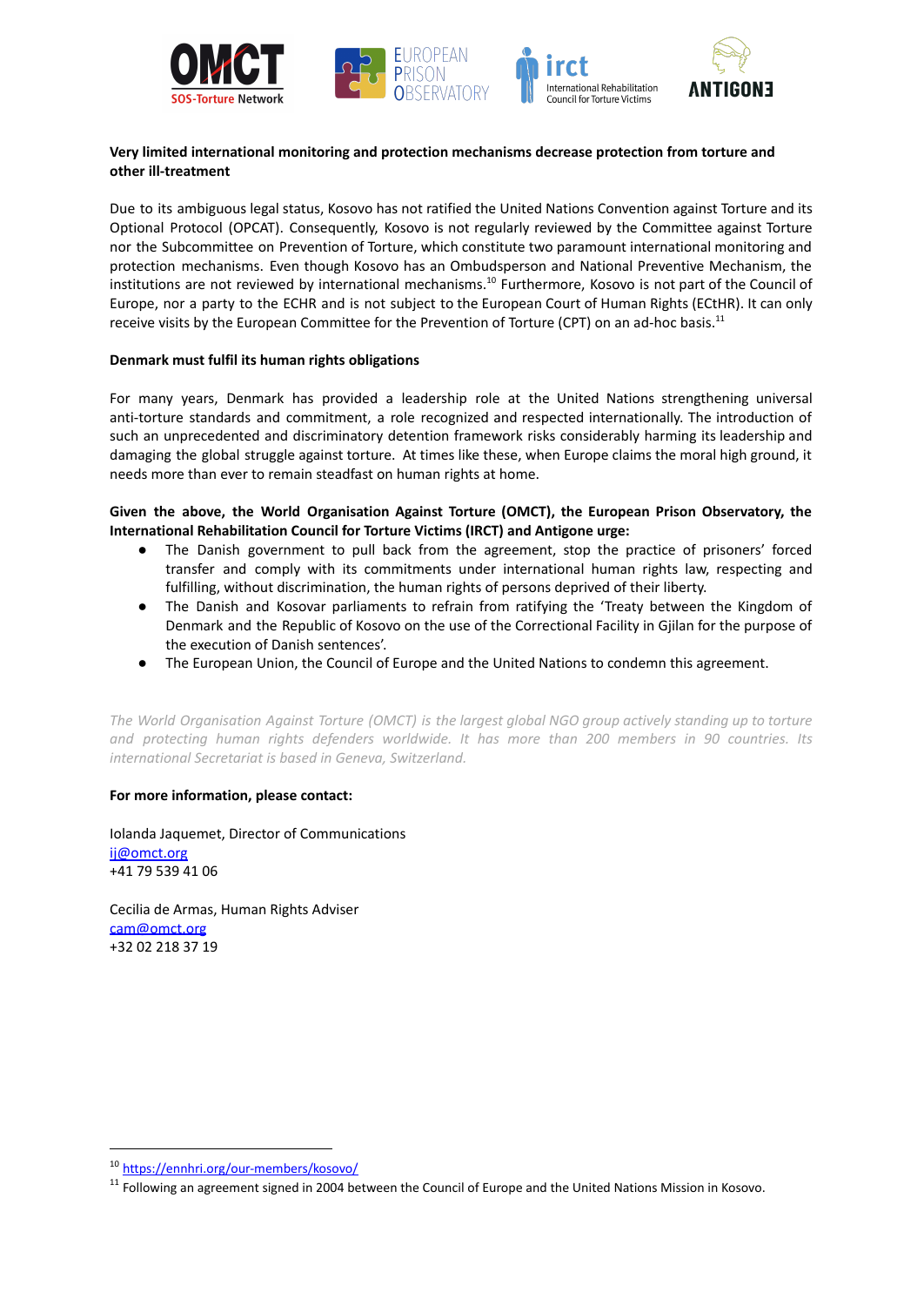**Very limited international monitoring and protection mechanisms decrease protection from torture and other ill-treatment**

Due to its ambiguous legal status, Kosovo has not ratified the United Nations Convention against Torture and its Optional Protocol (OPCAT). Consequently, Kosovo is not regularly reviewed by the Committee against Torture nor the Subcommittee on Prevention of Torture, which constitute two paramount international monitoring and protection mechanisms. Even though Kosovo has an Ombudsperson and National Preventive Mechanism, the institutions are not reviewed by international mechanisms.[10] Furthermore, Kosovo is not part of the Council of Europe, nor a party to the ECHR and is not subject to the European Court of Human Rights (ECtHR). It can only receive visits by the European Committee for the Prevention of Torture (CPT) on an ad-hoc basis.[11]

**Denmark must fulfil its human rights obligations**

For many years, Denmark has provided a leadership role at the United Nations strengthening universal anti-torture standards and commitment, a role recognized and respected internationally. The introduction of such an unprecedented and discriminatory detention framework risks considerably harming its leadership and damaging the global struggle against torture. At times like these, when Europe claims the moral high ground, it needs more than ever to remain steadfast on human rights at home.

**Given the above, the World Organisation Against Torture (OMCT), the European Prison Observatory, the International Rehabilitation Council for Torture Victims (IRCT) and Antigone urge:**

- The Danish government to pull back from the agreement, stop the practice of prisoners' forced transfer and comply with its commitments under international human rights law, respecting and fulfilling, without discrimination, the human rights of persons deprived of their liberty.
- The Danish and Kosovar parliaments to refrain from ratifying the 'Treaty between the Kingdom of Denmark and the Republic of Kosovo on the use of the Correctional Facility in Gjilan for the purpose of the execution of Danish sentences'.
- The European Union, the Council of Europe and the United Nations to condemn this agreement.

*The World Organisation Against Torture (OMCT) is the largest global NGO group actively standing up to torture and protecting human rights defenders worldwide. It has more than 200 members in 90 countries. Its international Secretariat is based in Geneva, Switzerland.*

**For more information, please contact:**

Iolanda Jaquemet, Director of Communications
ij@omct.org
+41 79 539 41 06

Cecilia de Armas, Human Rights Adviser
cam@omct.org
+32 02 218 37 19

---

[10] https://ennhri.org/our-members/kosovo/

[11] Following an agreement signed in 2004 between the Council of Europe and the United Nations Mission in Kosovo.